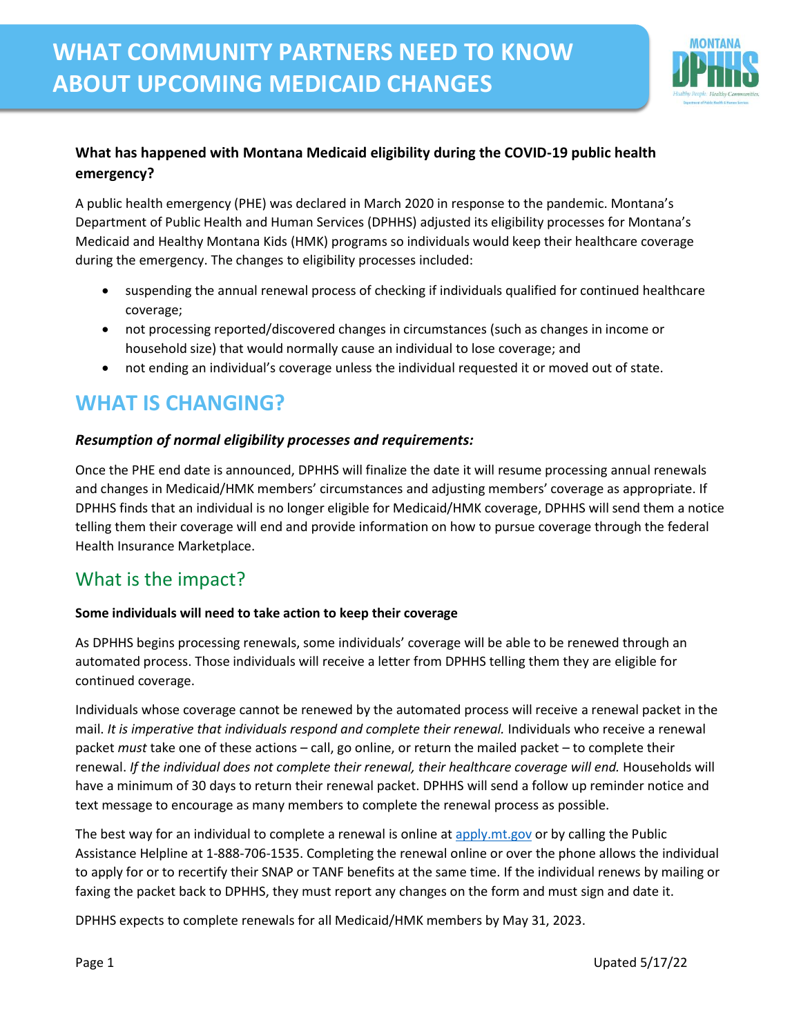# WHAT COMMUNITY PARTNERS NEED TO KNOW ABOUT UPCOMING MEDICAID CHANGES

**What has happened with Montana Medicaid eligibility during the COVID-19 public health emergency?**

A public health emergency (PHE) was declared in March 2020 in response to the pandemic. Montana's Department of Public Health and Human Services (DPHHS) adjusted its eligibility processes for Montana's Medicaid and Healthy Montana Kids (HMK) programs so individuals would keep their healthcare coverage during the emergency. The changes to eligibility processes included:

- suspending the annual renewal process of checking if individuals qualified for continued healthcare coverage;
- not processing reported/discovered changes in circumstances (such as changes in income or household size) that would normally cause an individual to lose coverage; and
- not ending an individual's coverage unless the individual requested it or moved out of state.

## WHAT IS CHANGING?

***Resumption of normal eligibility processes and requirements:***

Once the PHE end date is announced, DPHHS will finalize the date it will resume processing annual renewals and changes in Medicaid/HMK members' circumstances and adjusting members' coverage as appropriate. If DPHHS finds that an individual is no longer eligible for Medicaid/HMK coverage, DPHHS will send them a notice telling them their coverage will end and provide information on how to pursue coverage through the federal Health Insurance Marketplace.

## What is the impact?

**Some individuals will need to take action to keep their coverage**

As DPHHS begins processing renewals, some individuals' coverage will be able to be renewed through an automated process. Those individuals will receive a letter from DPHHS telling them they are eligible for continued coverage.

Individuals whose coverage cannot be renewed by the automated process will receive a renewal packet in the mail. *It is imperative that individuals respond and complete their renewal.* Individuals who receive a renewal packet *must* take one of these actions – call, go online, or return the mailed packet – to complete their renewal. *If the individual does not complete their renewal, their healthcare coverage will end.* Households will have a minimum of 30 days to return their renewal packet. DPHHS will send a follow up reminder notice and text message to encourage as many members to complete the renewal process as possible.

The best way for an individual to complete a renewal is online at apply.mt.gov or by calling the Public Assistance Helpline at 1-888-706-1535. Completing the renewal online or over the phone allows the individual to apply for or to recertify their SNAP or TANF benefits at the same time. If the individual renews by mailing or faxing the packet back to DPHHS, they must report any changes on the form and must sign and date it.

DPHHS expects to complete renewals for all Medicaid/HMK members by May 31, 2023.

Upated 5/17/22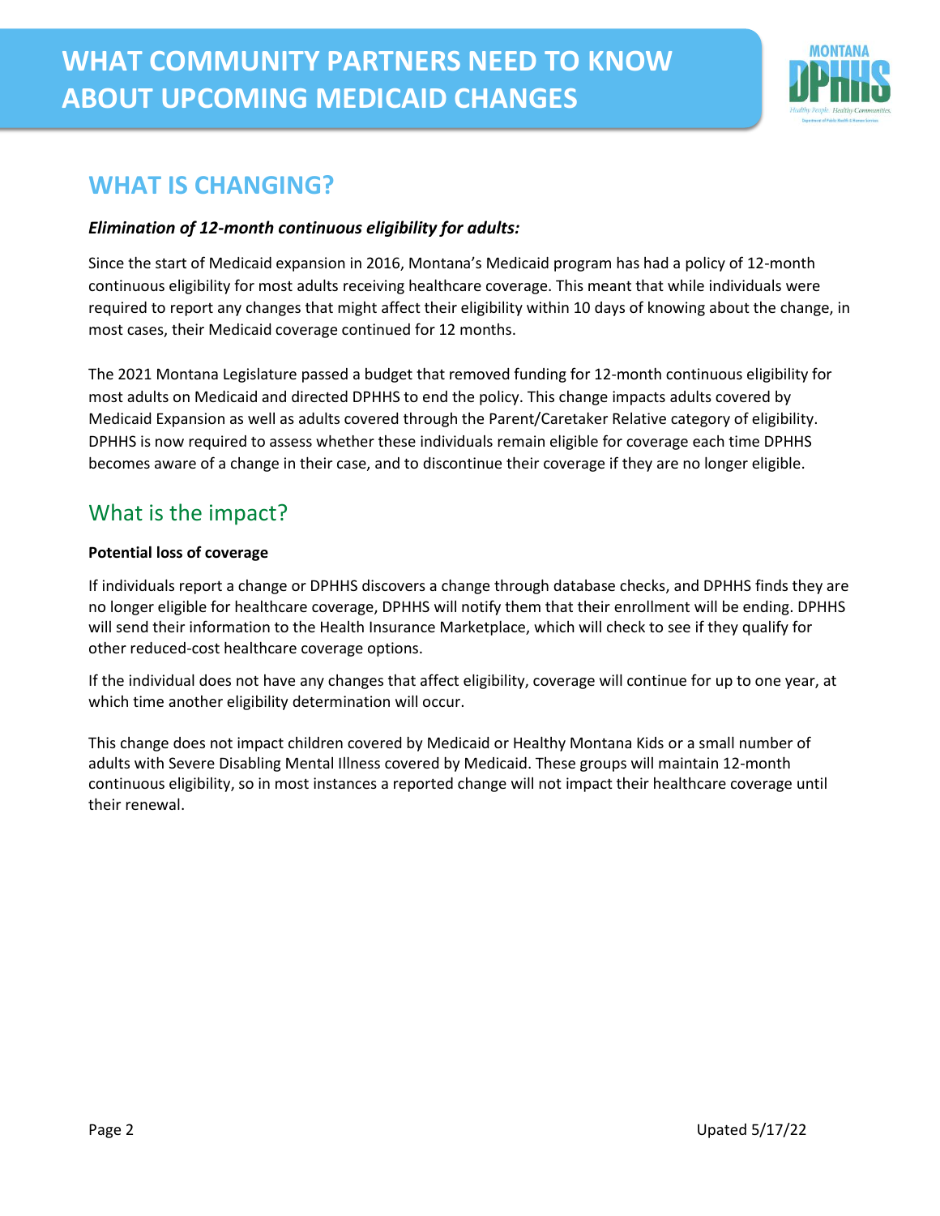# WHAT COMMUNITY PARTNERS NEED TO KNOW ABOUT UPCOMING MEDICAID CHANGES

## WHAT IS CHANGING?

***Elimination of 12-month continuous eligibility for adults:***

Since the start of Medicaid expansion in 2016, Montana's Medicaid program has had a policy of 12-month continuous eligibility for most adults receiving healthcare coverage. This meant that while individuals were required to report any changes that might affect their eligibility within 10 days of knowing about the change, in most cases, their Medicaid coverage continued for 12 months.

The 2021 Montana Legislature passed a budget that removed funding for 12-month continuous eligibility for most adults on Medicaid and directed DPHHS to end the policy. This change impacts adults covered by Medicaid Expansion as well as adults covered through the Parent/Caretaker Relative category of eligibility. DPHHS is now required to assess whether these individuals remain eligible for coverage each time DPHHS becomes aware of a change in their case, and to discontinue their coverage if they are no longer eligible.

## What is the impact?

**Potential loss of coverage**

If individuals report a change or DPHHS discovers a change through database checks, and DPHHS finds they are no longer eligible for healthcare coverage, DPHHS will notify them that their enrollment will be ending. DPHHS will send their information to the Health Insurance Marketplace, which will check to see if they qualify for other reduced-cost healthcare coverage options.

If the individual does not have any changes that affect eligibility, coverage will continue for up to one year, at which time another eligibility determination will occur.

This change does not impact children covered by Medicaid or Healthy Montana Kids or a small number of adults with Severe Disabling Mental Illness covered by Medicaid. These groups will maintain 12-month continuous eligibility, so in most instances a reported change will not impact their healthcare coverage until their renewal.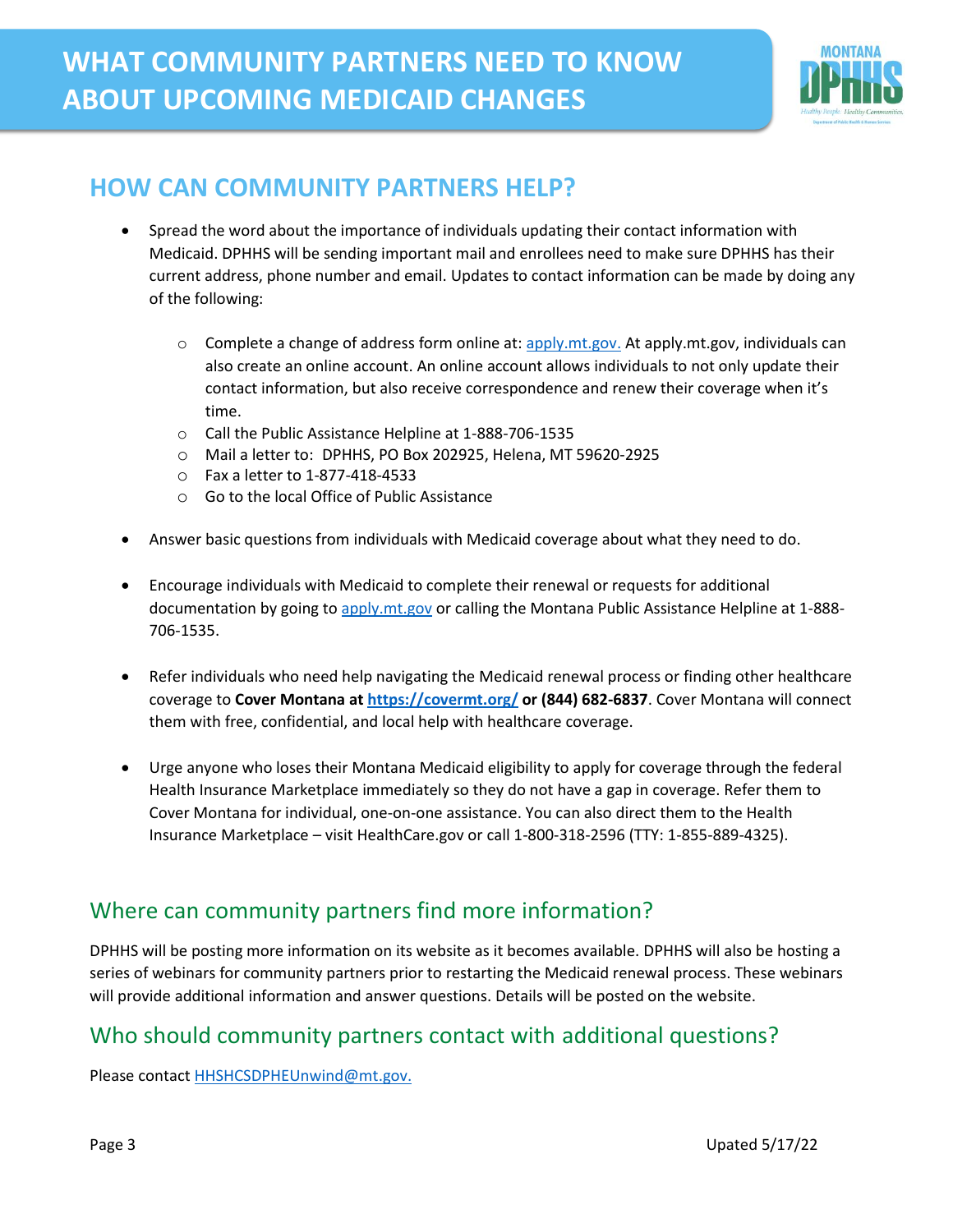# WHAT COMMUNITY PARTNERS NEED TO KNOW ABOUT UPCOMING MEDICAID CHANGES

## HOW CAN COMMUNITY PARTNERS HELP?

- Spread the word about the importance of individuals updating their contact information with Medicaid. DPHHS will be sending important mail and enrollees need to make sure DPHHS has their current address, phone number and email. Updates to contact information can be made by doing any of the following:
  - Complete a change of address form online at: apply.mt.gov. At apply.mt.gov, individuals can also create an online account. An online account allows individuals to not only update their contact information, but also receive correspondence and renew their coverage when it's time.
  - Call the Public Assistance Helpline at 1-888-706-1535
  - Mail a letter to: DPHHS, PO Box 202925, Helena, MT 59620-2925
  - Fax a letter to 1-877-418-4533
  - Go to the local Office of Public Assistance
- Answer basic questions from individuals with Medicaid coverage about what they need to do.
- Encourage individuals with Medicaid to complete their renewal or requests for additional documentation by going to apply.mt.gov or calling the Montana Public Assistance Helpline at 1-888-706-1535.
- Refer individuals who need help navigating the Medicaid renewal process or finding other healthcare coverage to **Cover Montana at https://covermt.org/ or (844) 682-6837**. Cover Montana will connect them with free, confidential, and local help with healthcare coverage.
- Urge anyone who loses their Montana Medicaid eligibility to apply for coverage through the federal Health Insurance Marketplace immediately so they do not have a gap in coverage. Refer them to Cover Montana for individual, one-on-one assistance. You can also direct them to the Health Insurance Marketplace – visit HealthCare.gov or call 1-800-318-2596 (TTY: 1-855-889-4325).

## Where can community partners find more information?

DPHHS will be posting more information on its website as it becomes available. DPHHS will also be hosting a series of webinars for community partners prior to restarting the Medicaid renewal process. These webinars will provide additional information and answer questions. Details will be posted on the website.

## Who should community partners contact with additional questions?

Please contact HHSHCSDPHEUnwind@mt.gov.

Upated 5/17/22